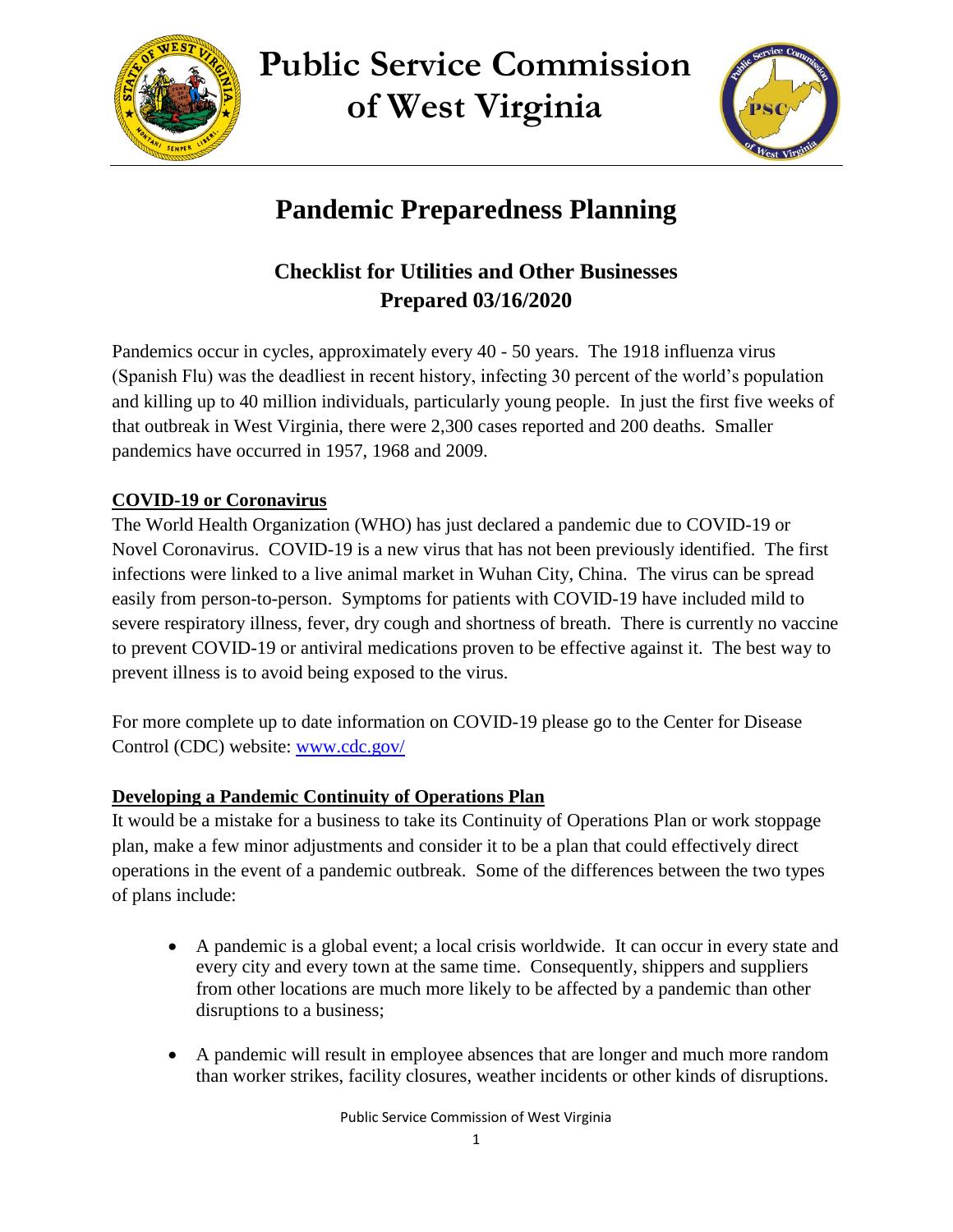# Public Service Commission of West Virginia

## Pandemic Preparedness Planning

### Checklist for Utilities and Other Businesses
### Prepared 03/16/2020

Pandemics occur in cycles, approximately every 40 - 50 years. The 1918 influenza virus (Spanish Flu) was the deadliest in recent history, infecting 30 percent of the world's population and killing up to 40 million individuals, particularly young people. In just the first five weeks of that outbreak in West Virginia, there were 2,300 cases reported and 200 deaths. Smaller pandemics have occurred in 1957, 1968 and 2009.

**COVID-19 or Coronavirus**

The World Health Organization (WHO) has just declared a pandemic due to COVID-19 or Novel Coronavirus. COVID-19 is a new virus that has not been previously identified. The first infections were linked to a live animal market in Wuhan City, China. The virus can be spread easily from person-to-person. Symptoms for patients with COVID-19 have included mild to severe respiratory illness, fever, dry cough and shortness of breath. There is currently no vaccine to prevent COVID-19 or antiviral medications proven to be effective against it. The best way to prevent illness is to avoid being exposed to the virus.

For more complete up to date information on COVID-19 please go to the Center for Disease Control (CDC) website: www.cdc.gov/

**Developing a Pandemic Continuity of Operations Plan**

It would be a mistake for a business to take its Continuity of Operations Plan or work stoppage plan, make a few minor adjustments and consider it to be a plan that could effectively direct operations in the event of a pandemic outbreak. Some of the differences between the two types of plans include:

- A pandemic is a global event; a local crisis worldwide. It can occur in every state and every city and every town at the same time. Consequently, shippers and suppliers from other locations are much more likely to be affected by a pandemic than other disruptions to a business;
- A pandemic will result in employee absences that are longer and much more random than worker strikes, facility closures, weather incidents or other kinds of disruptions.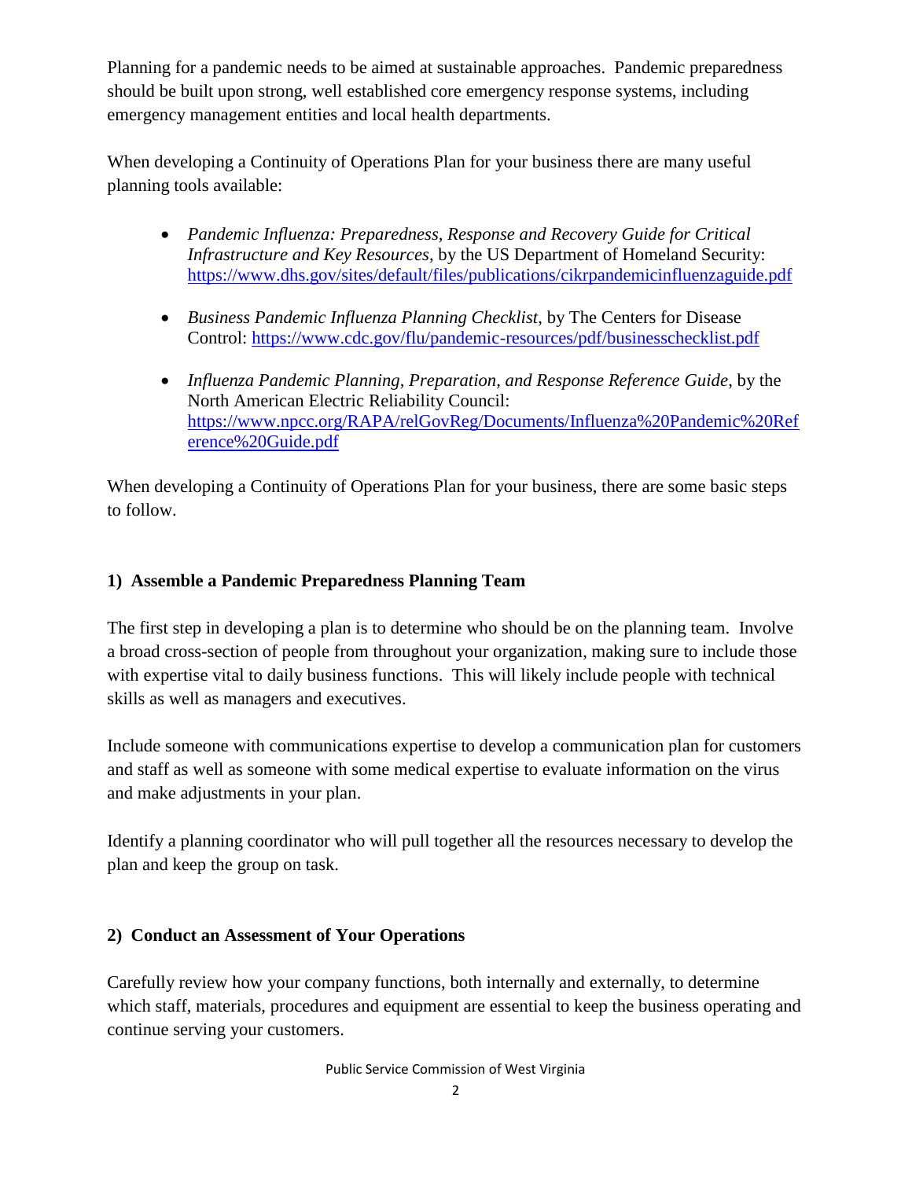Planning for a pandemic needs to be aimed at sustainable approaches. Pandemic preparedness should be built upon strong, well established core emergency response systems, including emergency management entities and local health departments.

When developing a Continuity of Operations Plan for your business there are many useful planning tools available:

- *Pandemic Influenza: Preparedness, Response and Recovery Guide for Critical Infrastructure and Key Resources*, by the US Department of Homeland Security: https://www.dhs.gov/sites/default/files/publications/cikrpandemicinfluenzaguide.pdf
- *Business Pandemic Influenza Planning Checklist*, by The Centers for Disease Control: https://www.cdc.gov/flu/pandemic-resources/pdf/businesschecklist.pdf
- *Influenza Pandemic Planning, Preparation, and Response Reference Guide*, by the North American Electric Reliability Council: https://www.npcc.org/RAPA/relGovReg/Documents/Influenza%20Pandemic%20Reference%20Guide.pdf

When developing a Continuity of Operations Plan for your business, there are some basic steps to follow.

### 1) Assemble a Pandemic Preparedness Planning Team

The first step in developing a plan is to determine who should be on the planning team. Involve a broad cross-section of people from throughout your organization, making sure to include those with expertise vital to daily business functions. This will likely include people with technical skills as well as managers and executives.

Include someone with communications expertise to develop a communication plan for customers and staff as well as someone with some medical expertise to evaluate information on the virus and make adjustments in your plan.

Identify a planning coordinator who will pull together all the resources necessary to develop the plan and keep the group on task.

### 2) Conduct an Assessment of Your Operations

Carefully review how your company functions, both internally and externally, to determine which staff, materials, procedures and equipment are essential to keep the business operating and continue serving your customers.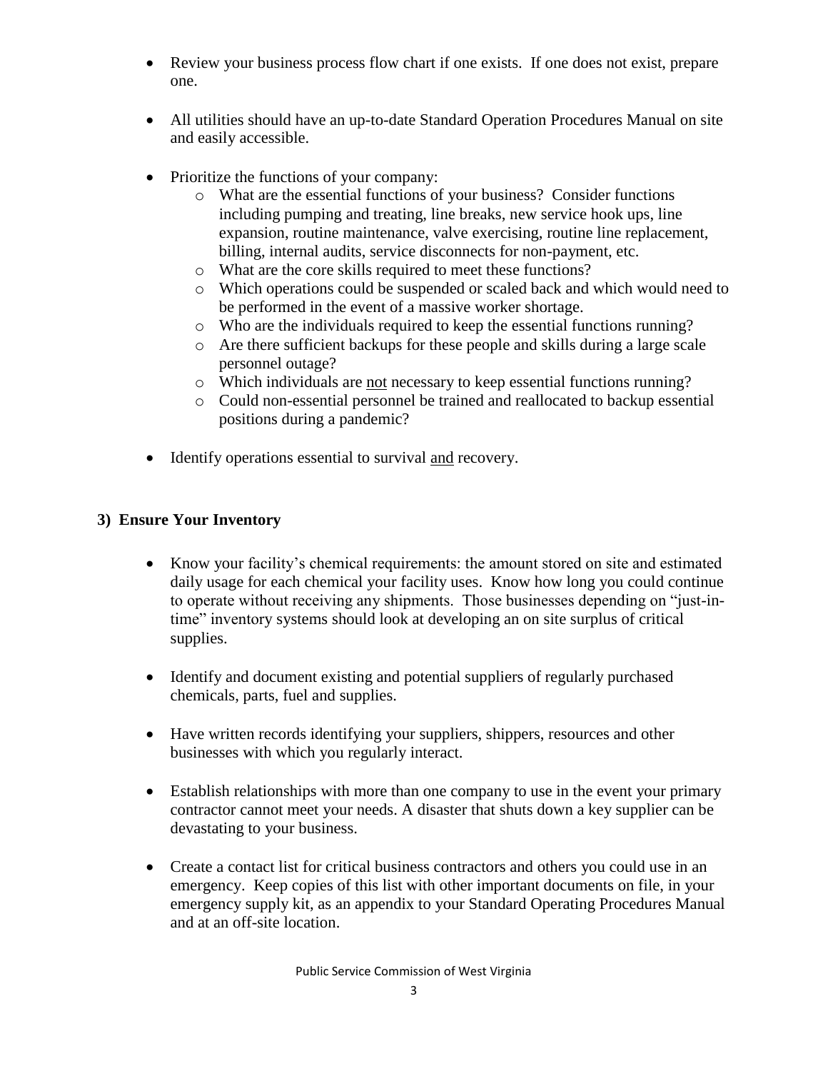- Review your business process flow chart if one exists. If one does not exist, prepare one.

- All utilities should have an up-to-date Standard Operation Procedures Manual on site and easily accessible.

- Prioritize the functions of your company:
  - What are the essential functions of your business? Consider functions including pumping and treating, line breaks, new service hook ups, line expansion, routine maintenance, valve exercising, routine line replacement, billing, internal audits, service disconnects for non-payment, etc.
  - What are the core skills required to meet these functions?
  - Which operations could be suspended or scaled back and which would need to be performed in the event of a massive worker shortage.
  - Who are the individuals required to keep the essential functions running?
  - Are there sufficient backups for these people and skills during a large scale personnel outage?
  - Which individuals are <u>not</u> necessary to keep essential functions running?
  - Could non-essential personnel be trained and reallocated to backup essential positions during a pandemic?

- Identify operations essential to survival <u>and</u> recovery.

### 3) Ensure Your Inventory

- Know your facility's chemical requirements: the amount stored on site and estimated daily usage for each chemical your facility uses. Know how long you could continue to operate without receiving any shipments. Those businesses depending on "just-in-time" inventory systems should look at developing an on site surplus of critical supplies.

- Identify and document existing and potential suppliers of regularly purchased chemicals, parts, fuel and supplies.

- Have written records identifying your suppliers, shippers, resources and other businesses with which you regularly interact.

- Establish relationships with more than one company to use in the event your primary contractor cannot meet your needs. A disaster that shuts down a key supplier can be devastating to your business.

- Create a contact list for critical business contractors and others you could use in an emergency. Keep copies of this list with other important documents on file, in your emergency supply kit, as an appendix to your Standard Operating Procedures Manual and at an off-site location.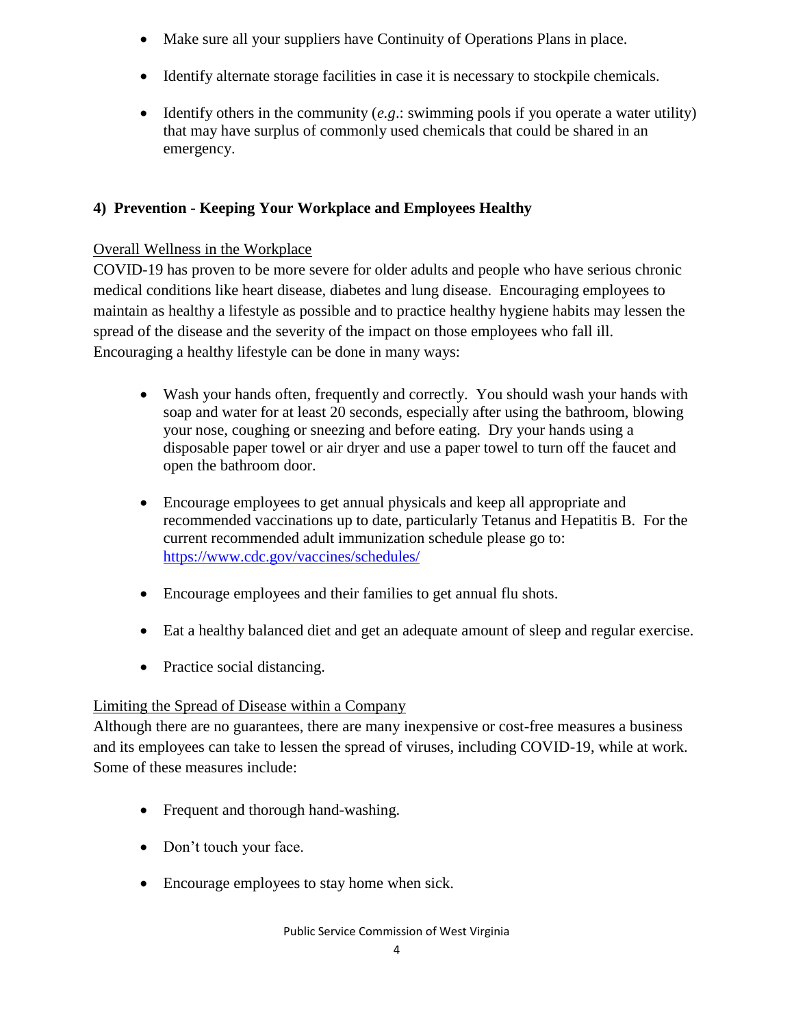- Make sure all your suppliers have Continuity of Operations Plans in place.
- Identify alternate storage facilities in case it is necessary to stockpile chemicals.
- Identify others in the community (*e.g*.: swimming pools if you operate a water utility) that may have surplus of commonly used chemicals that could be shared in an emergency.

### 4) Prevention - Keeping Your Workplace and Employees Healthy

<u>Overall Wellness in the Workplace</u>

COVID-19 has proven to be more severe for older adults and people who have serious chronic medical conditions like heart disease, diabetes and lung disease. Encouraging employees to maintain as healthy a lifestyle as possible and to practice healthy hygiene habits may lessen the spread of the disease and the severity of the impact on those employees who fall ill. Encouraging a healthy lifestyle can be done in many ways:

- Wash your hands often, frequently and correctly. You should wash your hands with soap and water for at least 20 seconds, especially after using the bathroom, blowing your nose, coughing or sneezing and before eating. Dry your hands using a disposable paper towel or air dryer and use a paper towel to turn off the faucet and open the bathroom door.
- Encourage employees to get annual physicals and keep all appropriate and recommended vaccinations up to date, particularly Tetanus and Hepatitis B. For the current recommended adult immunization schedule please go to: https://www.cdc.gov/vaccines/schedules/
- Encourage employees and their families to get annual flu shots.
- Eat a healthy balanced diet and get an adequate amount of sleep and regular exercise.
- Practice social distancing.

<u>Limiting the Spread of Disease within a Company</u>

Although there are no guarantees, there are many inexpensive or cost-free measures a business and its employees can take to lessen the spread of viruses, including COVID-19, while at work. Some of these measures include:

- Frequent and thorough hand-washing.
- Don't touch your face.
- Encourage employees to stay home when sick.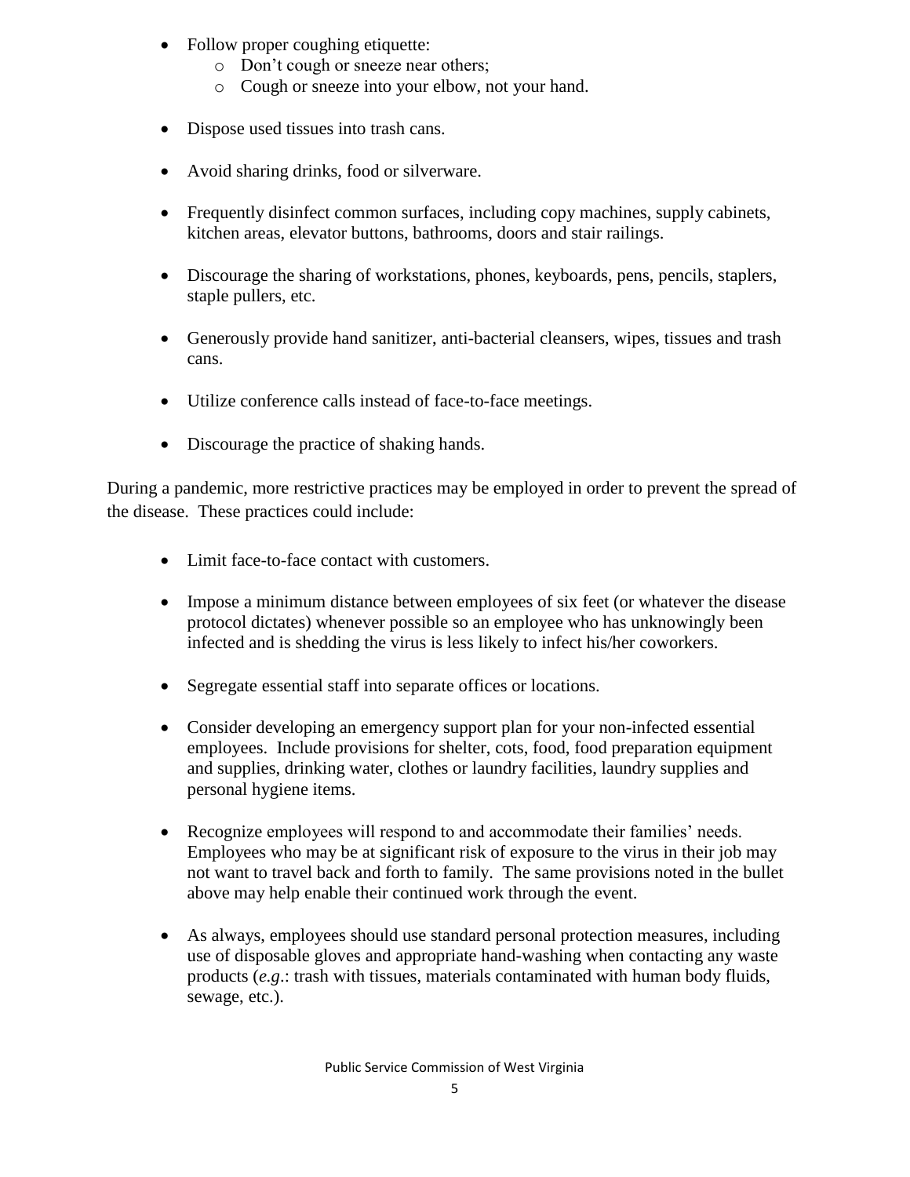- Follow proper coughing etiquette:
    - Don't cough or sneeze near others;
    - Cough or sneeze into your elbow, not your hand.

- Dispose used tissues into trash cans.

- Avoid sharing drinks, food or silverware.

- Frequently disinfect common surfaces, including copy machines, supply cabinets, kitchen areas, elevator buttons, bathrooms, doors and stair railings.

- Discourage the sharing of workstations, phones, keyboards, pens, pencils, staplers, staple pullers, etc.

- Generously provide hand sanitizer, anti-bacterial cleansers, wipes, tissues and trash cans.

- Utilize conference calls instead of face-to-face meetings.

- Discourage the practice of shaking hands.

During a pandemic, more restrictive practices may be employed in order to prevent the spread of the disease. These practices could include:

- Limit face-to-face contact with customers.

- Impose a minimum distance between employees of six feet (or whatever the disease protocol dictates) whenever possible so an employee who has unknowingly been infected and is shedding the virus is less likely to infect his/her coworkers.

- Segregate essential staff into separate offices or locations.

- Consider developing an emergency support plan for your non-infected essential employees. Include provisions for shelter, cots, food, food preparation equipment and supplies, drinking water, clothes or laundry facilities, laundry supplies and personal hygiene items.

- Recognize employees will respond to and accommodate their families' needs. Employees who may be at significant risk of exposure to the virus in their job may not want to travel back and forth to family. The same provisions noted in the bullet above may help enable their continued work through the event.

- As always, employees should use standard personal protection measures, including use of disposable gloves and appropriate hand-washing when contacting any waste products (*e.g*.: trash with tissues, materials contaminated with human body fluids, sewage, etc.).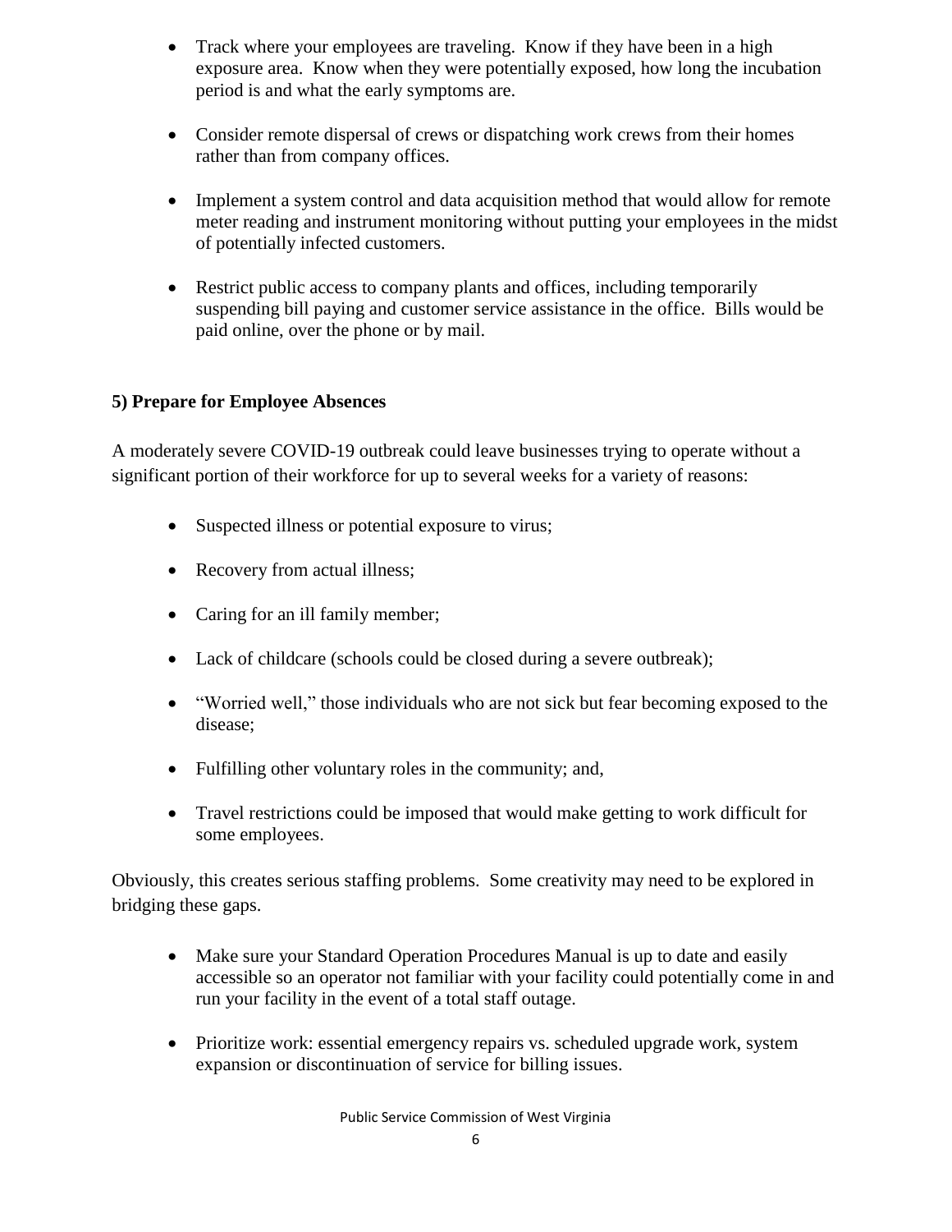- Track where your employees are traveling. Know if they have been in a high exposure area. Know when they were potentially exposed, how long the incubation period is and what the early symptoms are.

- Consider remote dispersal of crews or dispatching work crews from their homes rather than from company offices.

- Implement a system control and data acquisition method that would allow for remote meter reading and instrument monitoring without putting your employees in the midst of potentially infected customers.

- Restrict public access to company plants and offices, including temporarily suspending bill paying and customer service assistance in the office. Bills would be paid online, over the phone or by mail.

### 5) Prepare for Employee Absences

A moderately severe COVID-19 outbreak could leave businesses trying to operate without a significant portion of their workforce for up to several weeks for a variety of reasons:

- Suspected illness or potential exposure to virus;

- Recovery from actual illness;

- Caring for an ill family member;

- Lack of childcare (schools could be closed during a severe outbreak);

- "Worried well," those individuals who are not sick but fear becoming exposed to the disease;

- Fulfilling other voluntary roles in the community; and,

- Travel restrictions could be imposed that would make getting to work difficult for some employees.

Obviously, this creates serious staffing problems. Some creativity may need to be explored in bridging these gaps.

- Make sure your Standard Operation Procedures Manual is up to date and easily accessible so an operator not familiar with your facility could potentially come in and run your facility in the event of a total staff outage.

- Prioritize work: essential emergency repairs vs. scheduled upgrade work, system expansion or discontinuation of service for billing issues.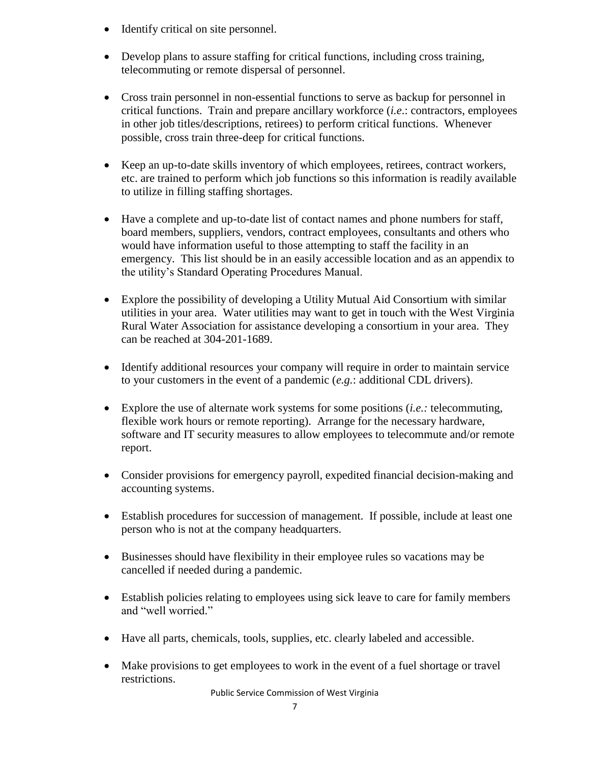- Identify critical on site personnel.
- Develop plans to assure staffing for critical functions, including cross training, telecommuting or remote dispersal of personnel.
- Cross train personnel in non-essential functions to serve as backup for personnel in critical functions. Train and prepare ancillary workforce (*i.e.*: contractors, employees in other job titles/descriptions, retirees) to perform critical functions. Whenever possible, cross train three-deep for critical functions.
- Keep an up-to-date skills inventory of which employees, retirees, contract workers, etc. are trained to perform which job functions so this information is readily available to utilize in filling staffing shortages.
- Have a complete and up-to-date list of contact names and phone numbers for staff, board members, suppliers, vendors, contract employees, consultants and others who would have information useful to those attempting to staff the facility in an emergency. This list should be in an easily accessible location and as an appendix to the utility's Standard Operating Procedures Manual.
- Explore the possibility of developing a Utility Mutual Aid Consortium with similar utilities in your area. Water utilities may want to get in touch with the West Virginia Rural Water Association for assistance developing a consortium in your area. They can be reached at 304-201-1689.
- Identify additional resources your company will require in order to maintain service to your customers in the event of a pandemic (*e.g.*: additional CDL drivers).
- Explore the use of alternate work systems for some positions (*i.e.:* telecommuting, flexible work hours or remote reporting). Arrange for the necessary hardware, software and IT security measures to allow employees to telecommute and/or remote report.
- Consider provisions for emergency payroll, expedited financial decision-making and accounting systems.
- Establish procedures for succession of management. If possible, include at least one person who is not at the company headquarters.
- Businesses should have flexibility in their employee rules so vacations may be cancelled if needed during a pandemic.
- Establish policies relating to employees using sick leave to care for family members and "well worried."
- Have all parts, chemicals, tools, supplies, etc. clearly labeled and accessible.
- Make provisions to get employees to work in the event of a fuel shortage or travel restrictions.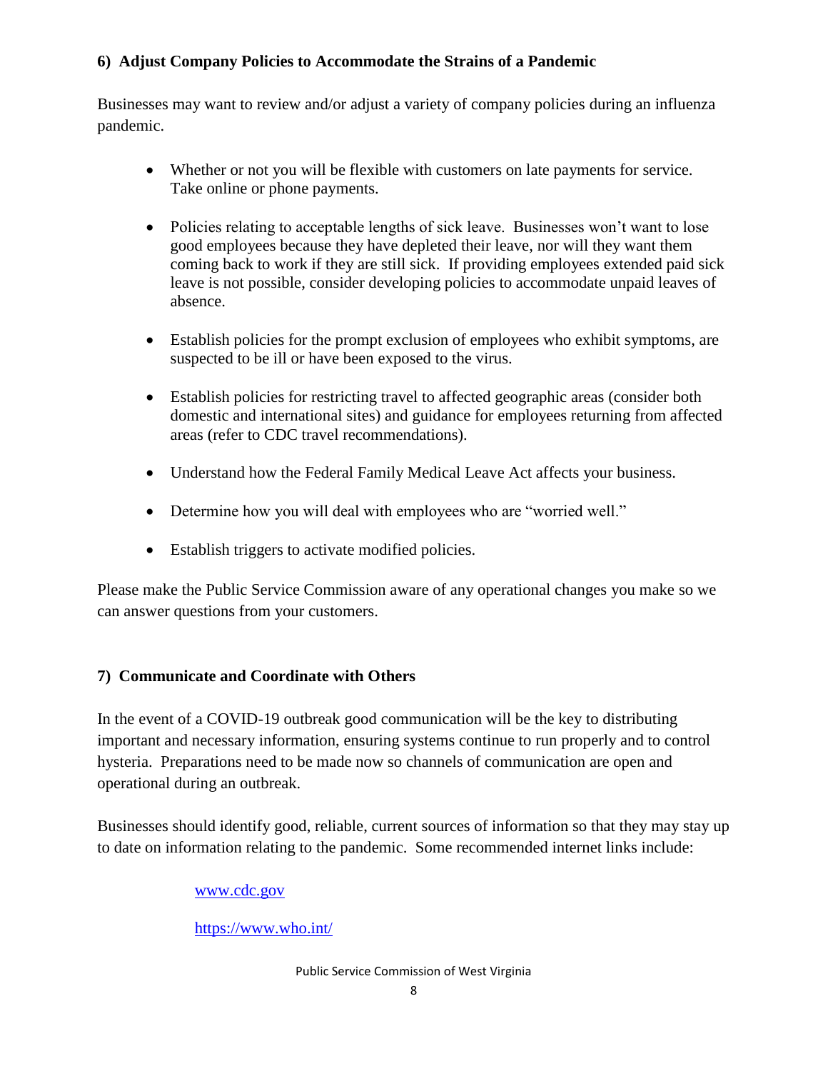### 6) Adjust Company Policies to Accommodate the Strains of a Pandemic

Businesses may want to review and/or adjust a variety of company policies during an influenza pandemic.

- Whether or not you will be flexible with customers on late payments for service. Take online or phone payments.
- Policies relating to acceptable lengths of sick leave. Businesses won't want to lose good employees because they have depleted their leave, nor will they want them coming back to work if they are still sick. If providing employees extended paid sick leave is not possible, consider developing policies to accommodate unpaid leaves of absence.
- Establish policies for the prompt exclusion of employees who exhibit symptoms, are suspected to be ill or have been exposed to the virus.
- Establish policies for restricting travel to affected geographic areas (consider both domestic and international sites) and guidance for employees returning from affected areas (refer to CDC travel recommendations).
- Understand how the Federal Family Medical Leave Act affects your business.
- Determine how you will deal with employees who are "worried well."
- Establish triggers to activate modified policies.

Please make the Public Service Commission aware of any operational changes you make so we can answer questions from your customers.

### 7) Communicate and Coordinate with Others

In the event of a COVID-19 outbreak good communication will be the key to distributing important and necessary information, ensuring systems continue to run properly and to control hysteria. Preparations need to be made now so channels of communication are open and operational during an outbreak.

Businesses should identify good, reliable, current sources of information so that they may stay up to date on information relating to the pandemic. Some recommended internet links include:

www.cdc.gov

https://www.who.int/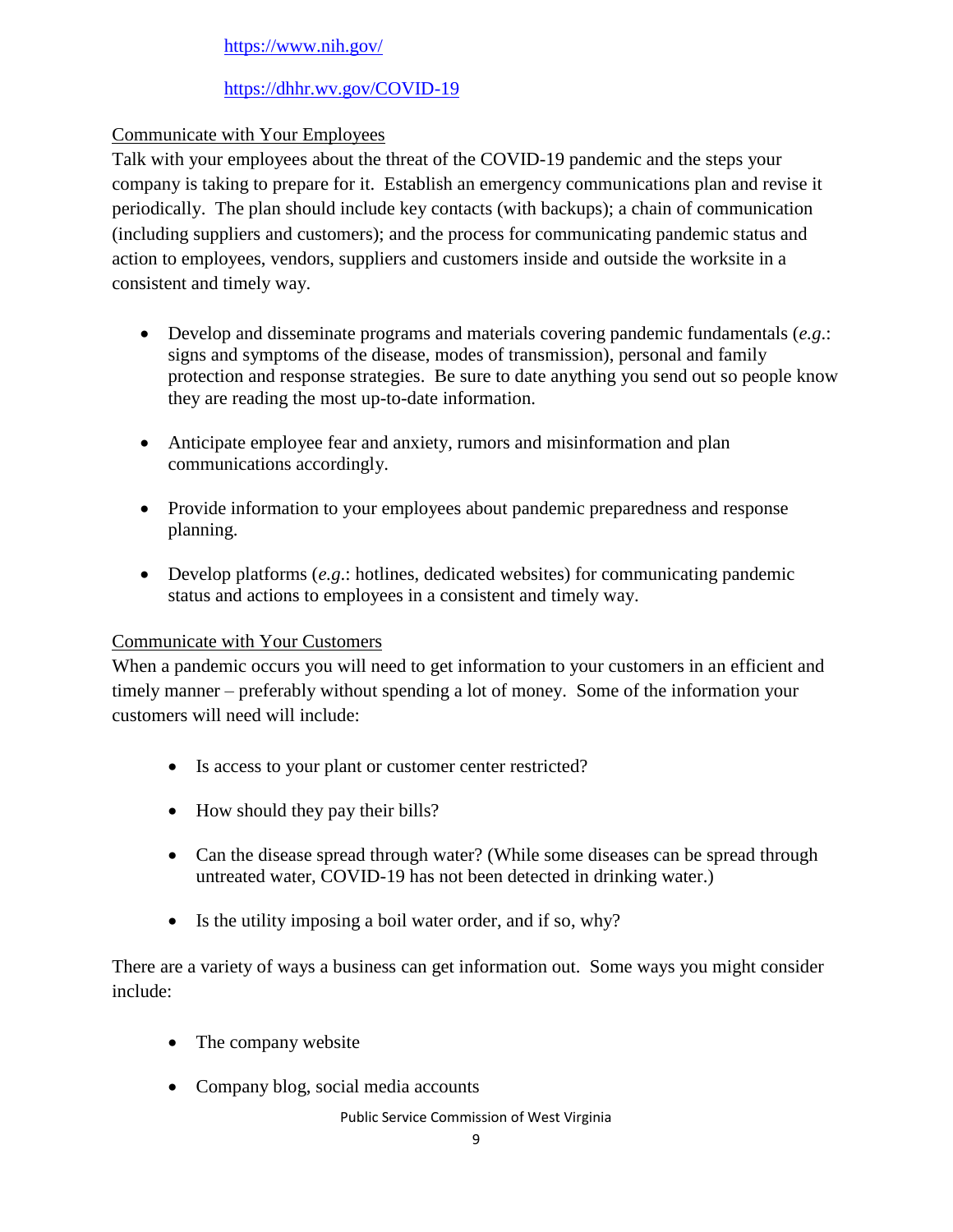https://www.nih.gov/

https://dhhr.wv.gov/COVID-19

Communicate with Your Employees

Talk with your employees about the threat of the COVID-19 pandemic and the steps your company is taking to prepare for it. Establish an emergency communications plan and revise it periodically. The plan should include key contacts (with backups); a chain of communication (including suppliers and customers); and the process for communicating pandemic status and action to employees, vendors, suppliers and customers inside and outside the worksite in a consistent and timely way.

- Develop and disseminate programs and materials covering pandemic fundamentals (*e.g.*: signs and symptoms of the disease, modes of transmission), personal and family protection and response strategies. Be sure to date anything you send out so people know they are reading the most up-to-date information.
- Anticipate employee fear and anxiety, rumors and misinformation and plan communications accordingly.
- Provide information to your employees about pandemic preparedness and response planning.
- Develop platforms (*e.g.*: hotlines, dedicated websites) for communicating pandemic status and actions to employees in a consistent and timely way.

Communicate with Your Customers

When a pandemic occurs you will need to get information to your customers in an efficient and timely manner – preferably without spending a lot of money. Some of the information your customers will need will include:

- Is access to your plant or customer center restricted?
- How should they pay their bills?
- Can the disease spread through water? (While some diseases can be spread through untreated water, COVID-19 has not been detected in drinking water.)
- Is the utility imposing a boil water order, and if so, why?

There are a variety of ways a business can get information out. Some ways you might consider include:

- The company website
- Company blog, social media accounts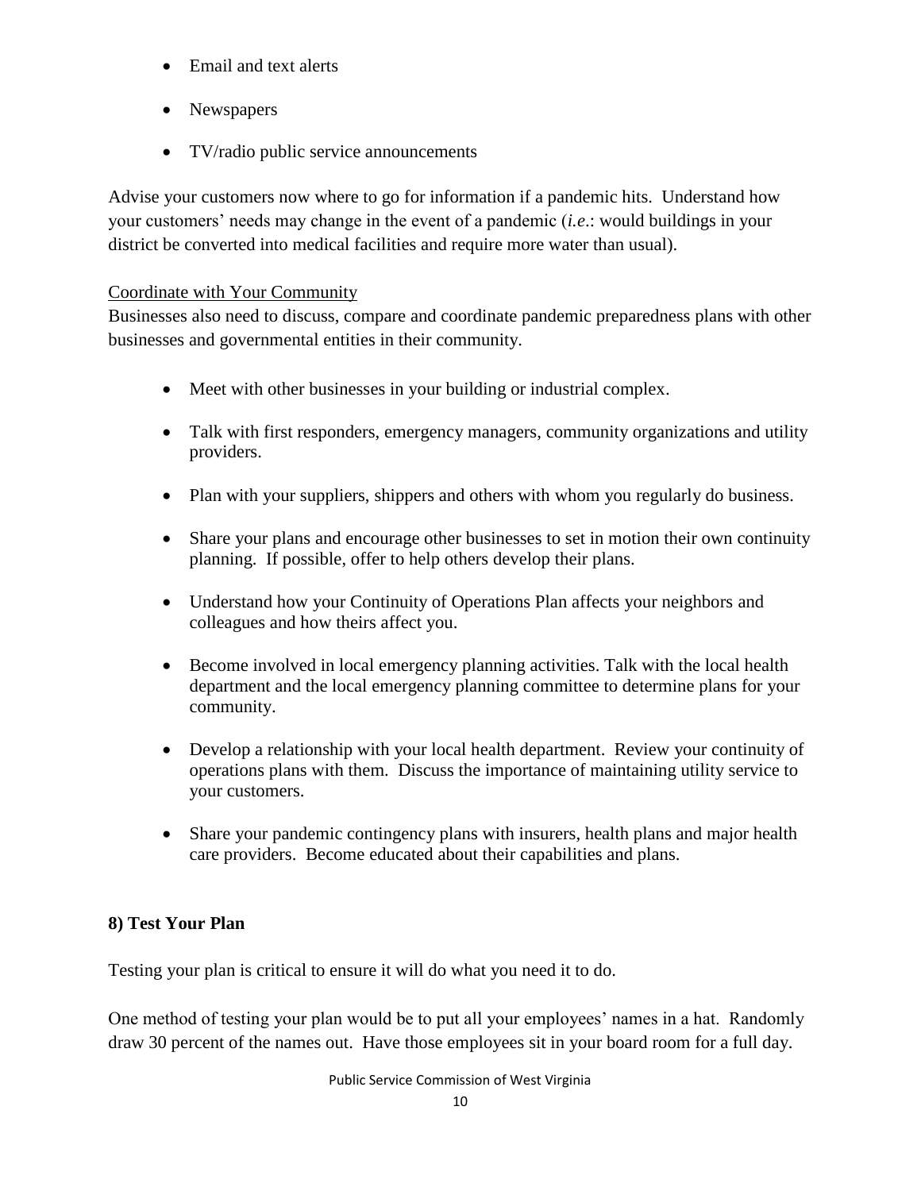- Email and text alerts
- Newspapers
- TV/radio public service announcements

Advise your customers now where to go for information if a pandemic hits. Understand how your customers' needs may change in the event of a pandemic (*i.e.*: would buildings in your district be converted into medical facilities and require more water than usual).

<u>Coordinate with Your Community</u>

Businesses also need to discuss, compare and coordinate pandemic preparedness plans with other businesses and governmental entities in their community.

- Meet with other businesses in your building or industrial complex.
- Talk with first responders, emergency managers, community organizations and utility providers.
- Plan with your suppliers, shippers and others with whom you regularly do business.
- Share your plans and encourage other businesses to set in motion their own continuity planning. If possible, offer to help others develop their plans.
- Understand how your Continuity of Operations Plan affects your neighbors and colleagues and how theirs affect you.
- Become involved in local emergency planning activities. Talk with the local health department and the local emergency planning committee to determine plans for your community.
- Develop a relationship with your local health department. Review your continuity of operations plans with them. Discuss the importance of maintaining utility service to your customers.
- Share your pandemic contingency plans with insurers, health plans and major health care providers. Become educated about their capabilities and plans.

**8) Test Your Plan**

Testing your plan is critical to ensure it will do what you need it to do.

One method of testing your plan would be to put all your employees' names in a hat. Randomly draw 30 percent of the names out. Have those employees sit in your board room for a full day.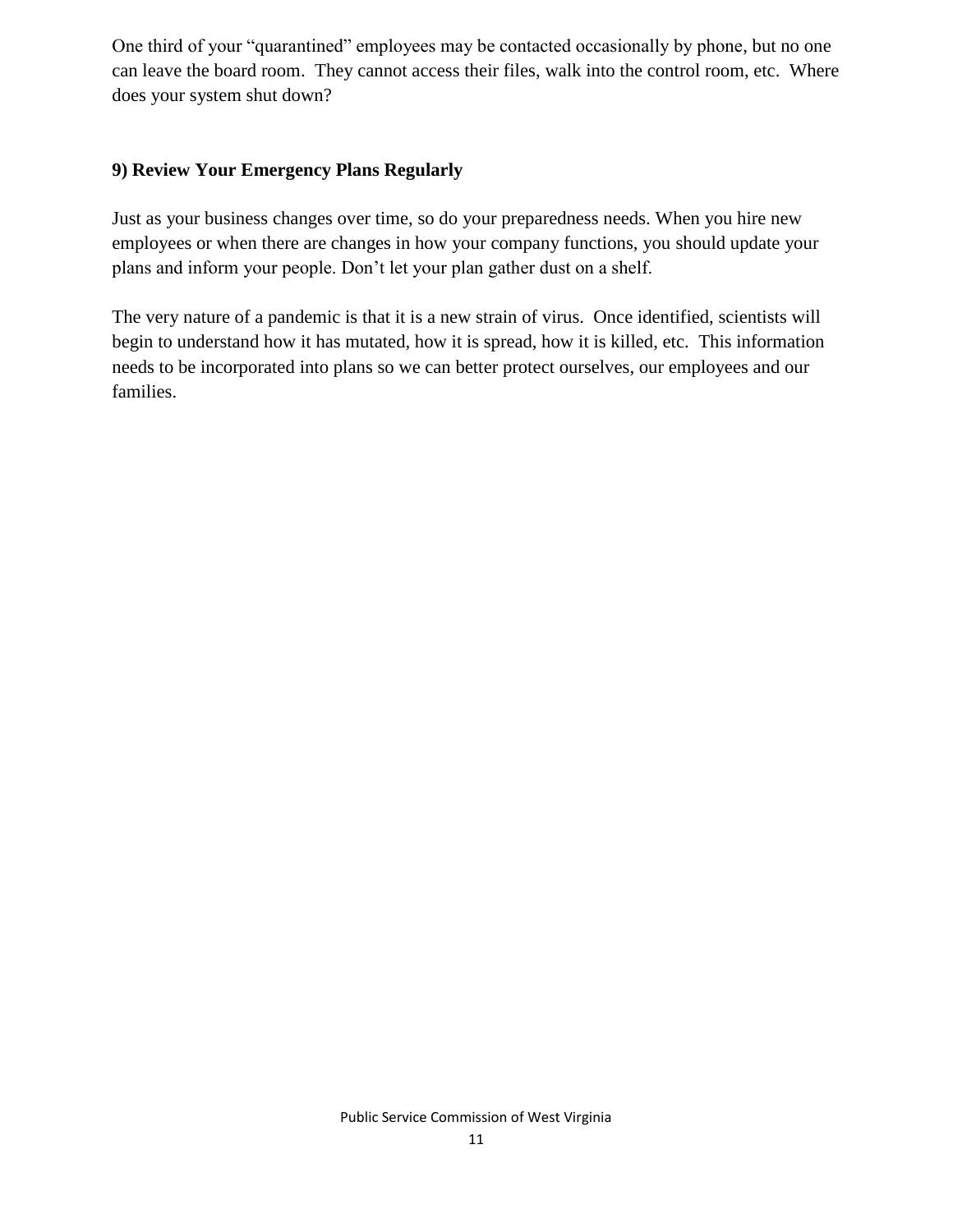One third of your "quarantined" employees may be contacted occasionally by phone, but no one can leave the board room. They cannot access their files, walk into the control room, etc. Where does your system shut down?

**9) Review Your Emergency Plans Regularly**

Just as your business changes over time, so do your preparedness needs. When you hire new employees or when there are changes in how your company functions, you should update your plans and inform your people. Don't let your plan gather dust on a shelf.

The very nature of a pandemic is that it is a new strain of virus. Once identified, scientists will begin to understand how it has mutated, how it is spread, how it is killed, etc. This information needs to be incorporated into plans so we can better protect ourselves, our employees and our families.